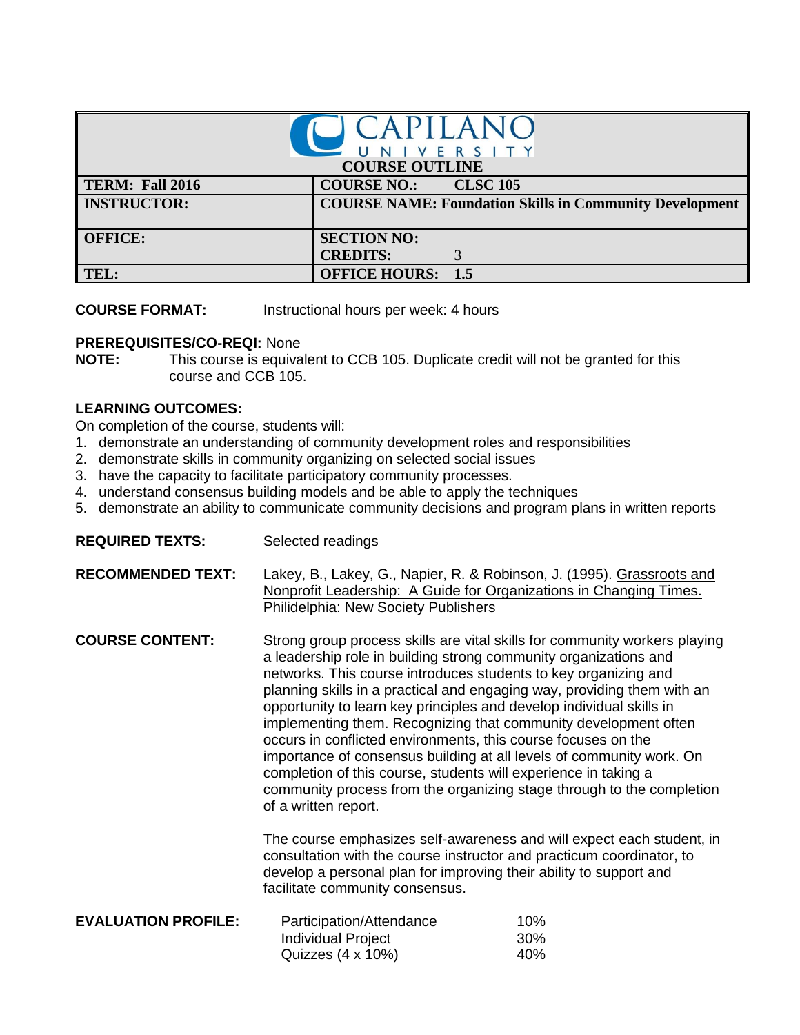# CAPILANO UNIVERSITY

## COURSE OUTLINE

| | |
|---|---|
| **TERM: Fall 2016** | **COURSE NO.: CLSC 105** |
| **INSTRUCTOR:** | **COURSE NAME: Foundation Skills in Community Development** |
| **OFFICE:** | **SECTION NO:** <br> **CREDITS:** 3 |
| **TEL:** | **OFFICE HOURS: 1.5** |

**COURSE FORMAT:** Instructional hours per week: 4 hours

**PREREQUISITES/CO-REQI:** None

**NOTE:** This course is equivalent to CCB 105. Duplicate credit will not be granted for this course and CCB 105.

**LEARNING OUTCOMES:**

On completion of the course, students will:

1. demonstrate an understanding of community development roles and responsibilities
2. demonstrate skills in community organizing on selected social issues
3. have the capacity to facilitate participatory community processes.
4. understand consensus building models and be able to apply the techniques
5. demonstrate an ability to communicate community decisions and program plans in written reports

**REQUIRED TEXTS:** Selected readings

**RECOMMENDED TEXT:** Lakey, B., Lakey, G., Napier, R. & Robinson, J. (1995). Grassroots and Nonprofit Leadership: A Guide for Organizations in Changing Times. Philidelphia: New Society Publishers

**COURSE CONTENT:** Strong group process skills are vital skills for community workers playing a leadership role in building strong community organizations and networks. This course introduces students to key organizing and planning skills in a practical and engaging way, providing them with an opportunity to learn key principles and develop individual skills in implementing them. Recognizing that community development often occurs in conflicted environments, this course focuses on the importance of consensus building at all levels of community work. On completion of this course, students will experience in taking a community process from the organizing stage through to the completion of a written report.

The course emphasizes self-awareness and will expect each student, in consultation with the course instructor and practicum coordinator, to develop a personal plan for improving their ability to support and facilitate community consensus.

**EVALUATION PROFILE:**

| | |
|---|---|
| Participation/Attendance | 10% |
| Individual Project | 30% |
| Quizzes (4 x 10%) | 40% |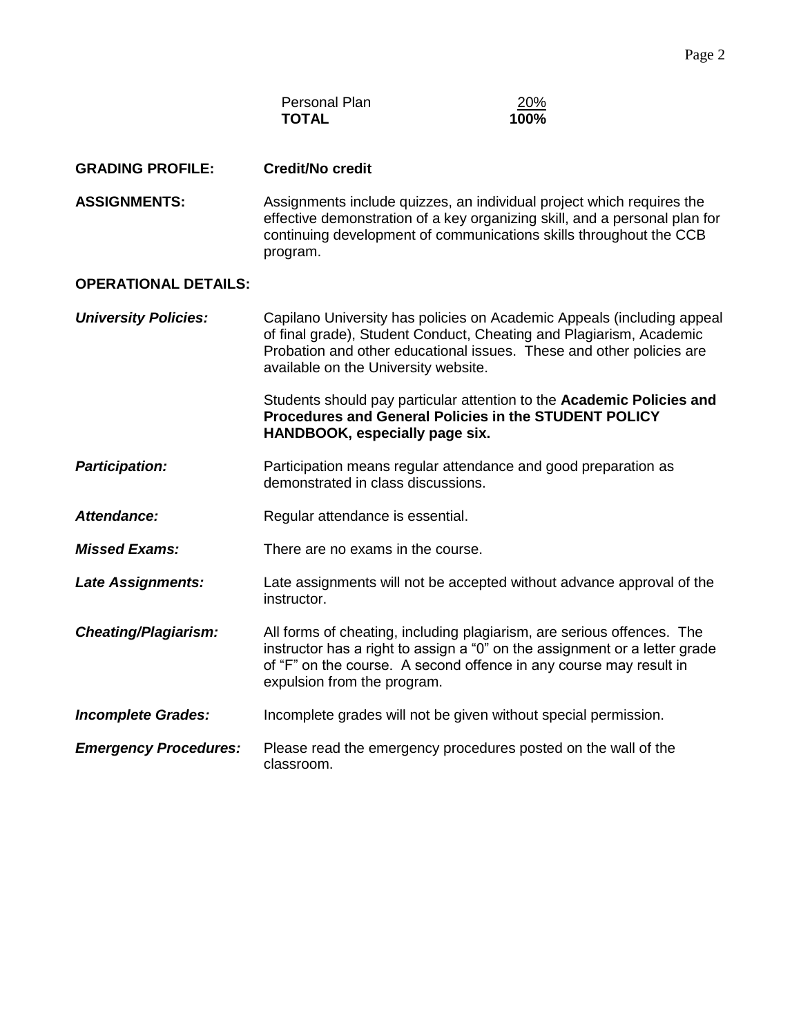| | |
|---|---|
| Personal Plan | 20% |
| **TOTAL** | **100%** |

**GRADING PROFILE:** **Credit/No credit**

**ASSIGNMENTS:** Assignments include quizzes, an individual project which requires the effective demonstration of a key organizing skill, and a personal plan for continuing development of communications skills throughout the CCB program.

**OPERATIONAL DETAILS:**

***University Policies:*** Capilano University has policies on Academic Appeals (including appeal of final grade), Student Conduct, Cheating and Plagiarism, Academic Probation and other educational issues. These and other policies are available on the University website.

Students should pay particular attention to the **Academic Policies and Procedures and General Policies in the STUDENT POLICY HANDBOOK, especially page six.**

***Participation:*** Participation means regular attendance and good preparation as demonstrated in class discussions.

***Attendance:*** Regular attendance is essential.

***Missed Exams:*** There are no exams in the course.

***Late Assignments:*** Late assignments will not be accepted without advance approval of the instructor.

***Cheating/Plagiarism:*** All forms of cheating, including plagiarism, are serious offences. The instructor has a right to assign a "0" on the assignment or a letter grade of "F" on the course. A second offence in any course may result in expulsion from the program.

***Incomplete Grades:*** Incomplete grades will not be given without special permission.

***Emergency Procedures:*** Please read the emergency procedures posted on the wall of the classroom.